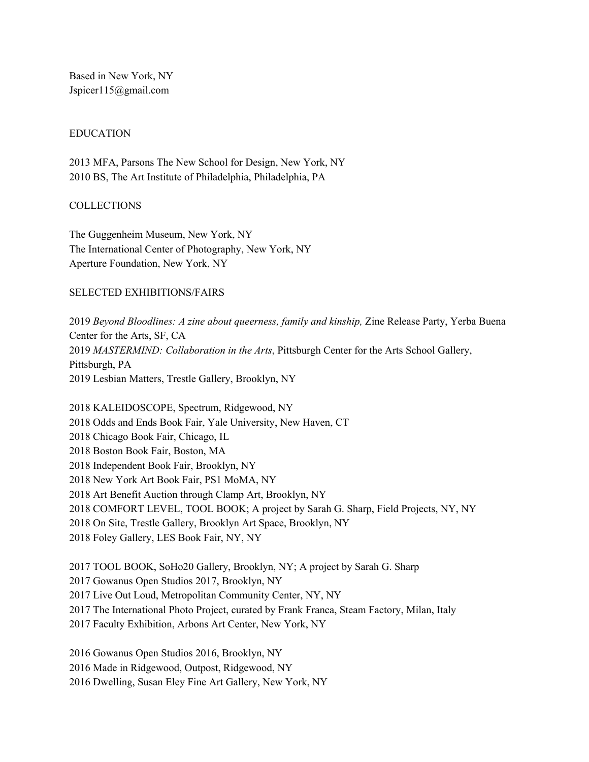Based in New York, NY
Jspicer115@gmail.com

## EDUCATION

2013 MFA, Parsons The New School for Design, New York, NY
2010 BS, The Art Institute of Philadelphia, Philadelphia, PA

## COLLECTIONS

The Guggenheim Museum, New York, NY
The International Center of Photography, New York, NY
Aperture Foundation, New York, NY

## SELECTED EXHIBITIONS/FAIRS

2019 *Beyond Bloodlines: A zine about queerness, family and kinship,* Zine Release Party, Yerba Buena Center for the Arts, SF, CA
2019 *MASTERMIND: Collaboration in the Arts*, Pittsburgh Center for the Arts School Gallery, Pittsburgh, PA
2019 Lesbian Matters, Trestle Gallery, Brooklyn, NY

2018 KALEIDOSCOPE, Spectrum, Ridgewood, NY
2018 Odds and Ends Book Fair, Yale University, New Haven, CT
2018 Chicago Book Fair, Chicago, IL
2018 Boston Book Fair, Boston, MA
2018 Independent Book Fair, Brooklyn, NY
2018 New York Art Book Fair, PS1 MoMA, NY
2018 Art Benefit Auction through Clamp Art, Brooklyn, NY
2018 COMFORT LEVEL, TOOL BOOK; A project by Sarah G. Sharp, Field Projects, NY, NY
2018 On Site, Trestle Gallery, Brooklyn Art Space, Brooklyn, NY
2018 Foley Gallery, LES Book Fair, NY, NY

2017 TOOL BOOK, SoHo20 Gallery, Brooklyn, NY; A project by Sarah G. Sharp
2017 Gowanus Open Studios 2017, Brooklyn, NY
2017 Live Out Loud, Metropolitan Community Center, NY, NY
2017 The International Photo Project, curated by Frank Franca, Steam Factory, Milan, Italy
2017 Faculty Exhibition, Arbons Art Center, New York, NY

2016 Gowanus Open Studios 2016, Brooklyn, NY
2016 Made in Ridgewood, Outpost, Ridgewood, NY
2016 Dwelling, Susan Eley Fine Art Gallery, New York, NY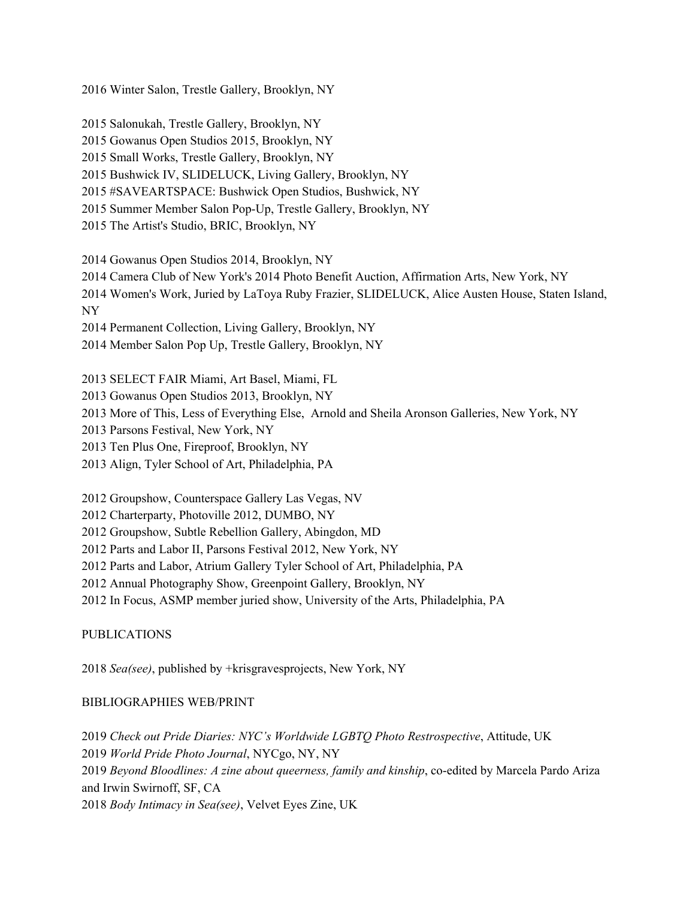2016 Winter Salon, Trestle Gallery, Brooklyn, NY

2015 Salonukah, Trestle Gallery, Brooklyn, NY
2015 Gowanus Open Studios 2015, Brooklyn, NY
2015 Small Works, Trestle Gallery, Brooklyn, NY
2015 Bushwick IV, SLIDELUCK, Living Gallery, Brooklyn, NY
2015 #SAVEARTSPACE: Bushwick Open Studios, Bushwick, NY
2015 Summer Member Salon Pop-Up, Trestle Gallery, Brooklyn, NY
2015 The Artist's Studio, BRIC, Brooklyn, NY

2014 Gowanus Open Studios 2014, Brooklyn, NY
2014 Camera Club of New York's 2014 Photo Benefit Auction, Affirmation Arts, New York, NY
2014 Women's Work, Juried by LaToya Ruby Frazier, SLIDELUCK, Alice Austen House, Staten Island, NY
2014 Permanent Collection, Living Gallery, Brooklyn, NY
2014 Member Salon Pop Up, Trestle Gallery, Brooklyn, NY

2013 SELECT FAIR Miami, Art Basel, Miami, FL
2013 Gowanus Open Studios 2013, Brooklyn, NY
2013 More of This, Less of Everything Else, Arnold and Sheila Aronson Galleries, New York, NY
2013 Parsons Festival, New York, NY
2013 Ten Plus One, Fireproof, Brooklyn, NY
2013 Align, Tyler School of Art, Philadelphia, PA

2012 Groupshow, Counterspace Gallery Las Vegas, NV
2012 Charterparty, Photoville 2012, DUMBO, NY
2012 Groupshow, Subtle Rebellion Gallery, Abingdon, MD
2012 Parts and Labor II, Parsons Festival 2012, New York, NY
2012 Parts and Labor, Atrium Gallery Tyler School of Art, Philadelphia, PA
2012 Annual Photography Show, Greenpoint Gallery, Brooklyn, NY
2012 In Focus, ASMP member juried show, University of the Arts, Philadelphia, PA

PUBLICATIONS

2018 *Sea(see)*, published by +krisgravesprojects, New York, NY

BIBLIOGRAPHIES WEB/PRINT

2019 *Check out Pride Diaries: NYC's Worldwide LGBTQ Photo Restrospective*, Attitude, UK
2019 *World Pride Photo Journal*, NYCgo, NY, NY
2019 *Beyond Bloodlines: A zine about queerness, family and kinship*, co-edited by Marcela Pardo Ariza and Irwin Swirnoff, SF, CA
2018 *Body Intimacy in Sea(see)*, Velvet Eyes Zine, UK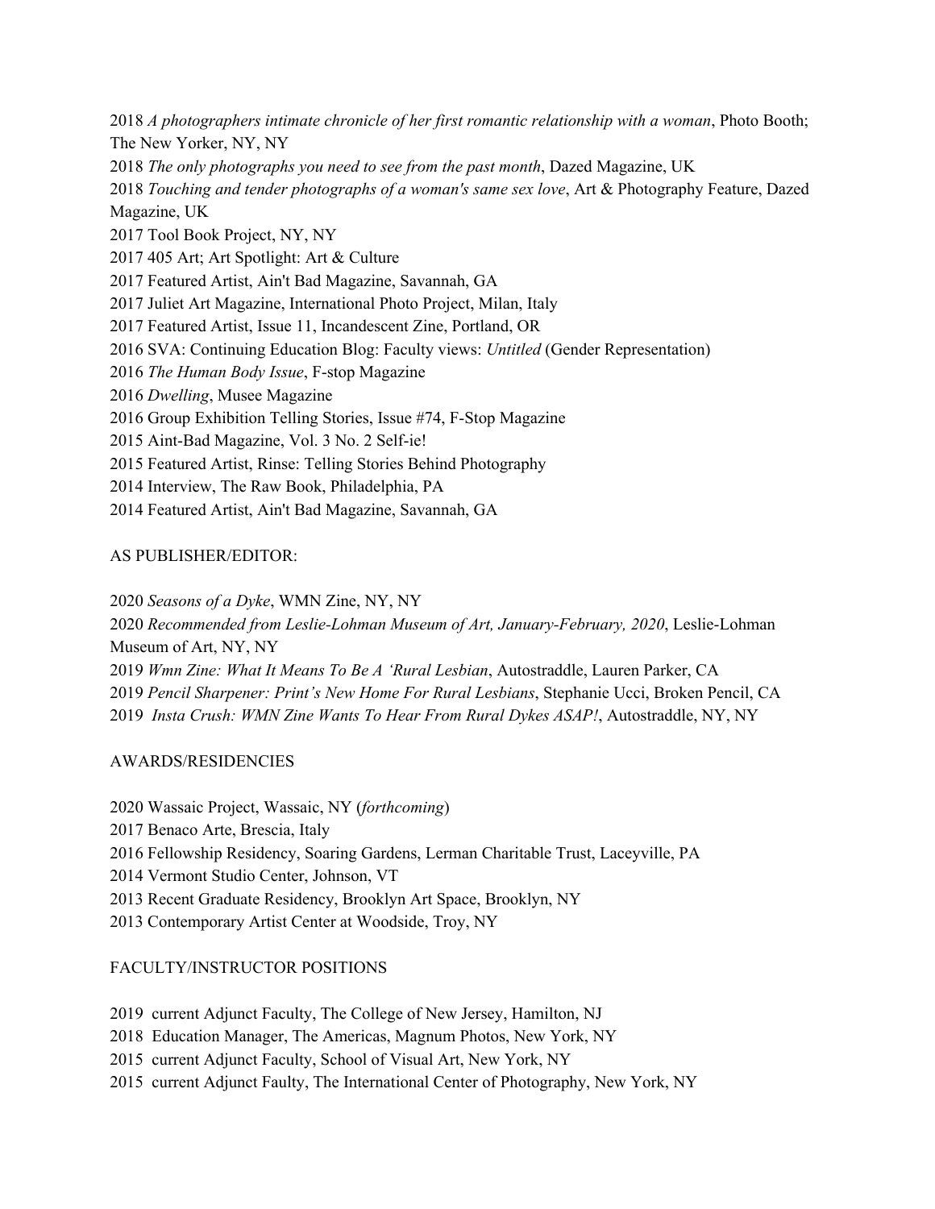2018 *A photographers intimate chronicle of her first romantic relationship with a woman*, Photo Booth; The New Yorker, NY, NY

2018 *The only photographs you need to see from the past month*, Dazed Magazine, UK

2018 *Touching and tender photographs of a woman's same sex love*, Art & Photography Feature, Dazed Magazine, UK

2017 Tool Book Project, NY, NY

2017 405 Art; Art Spotlight: Art & Culture

2017 Featured Artist, Ain't Bad Magazine, Savannah, GA

2017 Juliet Art Magazine, International Photo Project, Milan, Italy

2017 Featured Artist, Issue 11, Incandescent Zine, Portland, OR

2016 SVA: Continuing Education Blog: Faculty views: *Untitled* (Gender Representation)

2016 *The Human Body Issue*, F-stop Magazine

2016 *Dwelling*, Musee Magazine

2016 Group Exhibition Telling Stories, Issue #74, F-Stop Magazine

2015 Aint-Bad Magazine, Vol. 3 No. 2 Self-ie!

2015 Featured Artist, Rinse: Telling Stories Behind Photography

2014 Interview, The Raw Book, Philadelphia, PA

2014 Featured Artist, Ain't Bad Magazine, Savannah, GA

AS PUBLISHER/EDITOR:

2020 *Seasons of a Dyke*, WMN Zine, NY, NY

2020 *Recommended from Leslie-Lohman Museum of Art, January-February, 2020*, Leslie-Lohman Museum of Art, NY, NY

2019 *Wmn Zine: What It Means To Be A 'Rural Lesbian*, Autostraddle, Lauren Parker, CA

2019 *Pencil Sharpener: Print's New Home For Rural Lesbians*, Stephanie Ucci, Broken Pencil, CA

2019 *Insta Crush: WMN Zine Wants To Hear From Rural Dykes ASAP!*, Autostraddle, NY, NY

AWARDS/RESIDENCIES

2020 Wassaic Project, Wassaic, NY (*forthcoming*)

2017 Benaco Arte, Brescia, Italy

2016 Fellowship Residency, Soaring Gardens, Lerman Charitable Trust, Laceyville, PA

2014 Vermont Studio Center, Johnson, VT

2013 Recent Graduate Residency, Brooklyn Art Space, Brooklyn, NY

2013 Contemporary Artist Center at Woodside, Troy, NY

FACULTY/INSTRUCTOR POSITIONS

2019 current Adjunct Faculty, The College of New Jersey, Hamilton, NJ

2018 Education Manager, The Americas, Magnum Photos, New York, NY

2015 current Adjunct Faculty, School of Visual Art, New York, NY

2015 current Adjunct Faulty, The International Center of Photography, New York, NY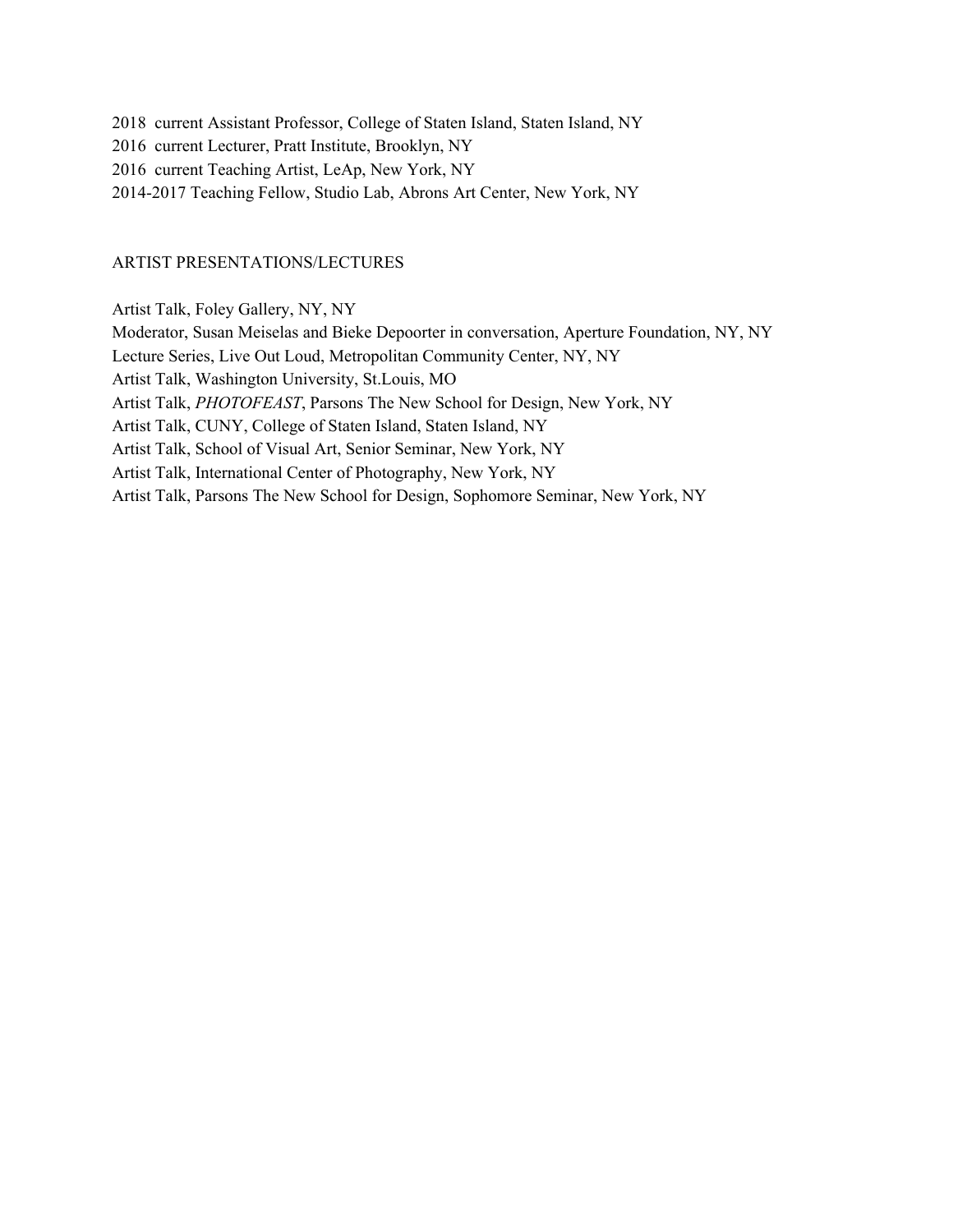2018 current Assistant Professor, College of Staten Island, Staten Island, NY
2016 current Lecturer, Pratt Institute, Brooklyn, NY
2016 current Teaching Artist, LeAp, New York, NY
2014-2017 Teaching Fellow, Studio Lab, Abrons Art Center, New York, NY

## ARTIST PRESENTATIONS/LECTURES

Artist Talk, Foley Gallery, NY, NY
Moderator, Susan Meiselas and Bieke Depoorter in conversation, Aperture Foundation, NY, NY
Lecture Series, Live Out Loud, Metropolitan Community Center, NY, NY
Artist Talk, Washington University, St.Louis, MO
Artist Talk, *PHOTOFEAST*, Parsons The New School for Design, New York, NY
Artist Talk, CUNY, College of Staten Island, Staten Island, NY
Artist Talk, School of Visual Art, Senior Seminar, New York, NY
Artist Talk, International Center of Photography, New York, NY
Artist Talk, Parsons The New School for Design, Sophomore Seminar, New York, NY